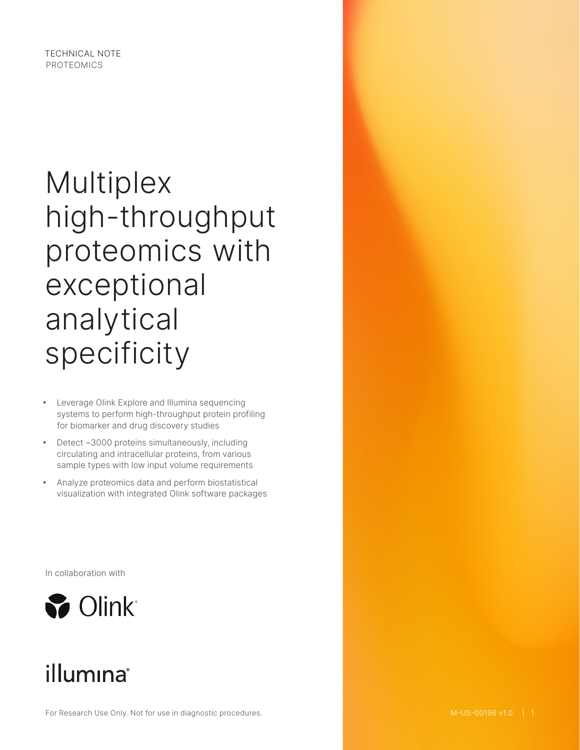TECHNICAL NOTE
PROTEOMICS

# Multiplex high-throughput proteomics with exceptional analytical specificity

- Leverage Olink Explore and Illumina sequencing systems to perform high-throughput protein profiling for biomarker and drug discovery studies
- Detect ~3000 proteins simultaneously, including circulating and intracellular proteins, from various sample types with low input volume requirements
- Analyze proteomics data and perform biostatistical visualization with integrated Olink software packages

In collaboration with

Olink

illumina

For Research Use Only. Not for use in diagnostic procedures.

M-US-00196 v1.0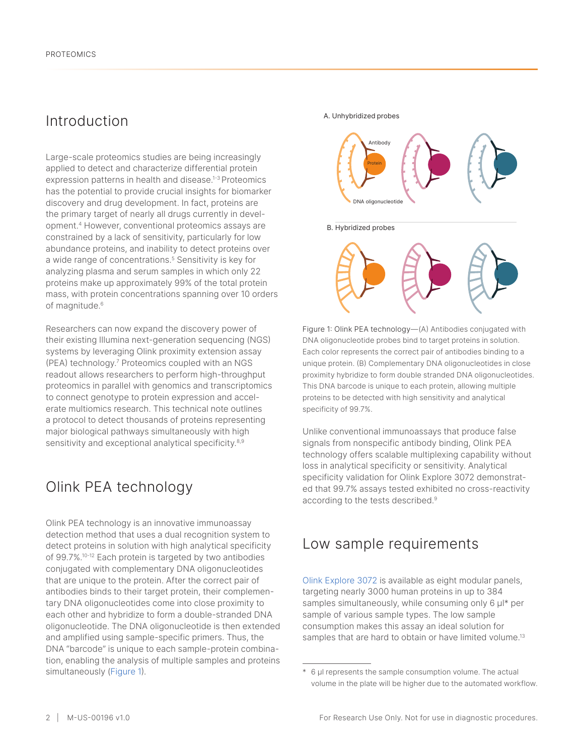## Introduction

Large-scale proteomics studies are being increasingly applied to detect and characterize differential protein expression patterns in health and disease.[1–3] Proteomics has the potential to provide crucial insights for biomarker discovery and drug development. In fact, proteins are the primary target of nearly all drugs currently in development.[4] However, conventional proteomics assays are constrained by a lack of sensitivity, particularly for low abundance proteins, and inability to detect proteins over a wide range of concentrations.[5] Sensitivity is key for analyzing plasma and serum samples in which only 22 proteins make up approximately 99% of the total protein mass, with protein concentrations spanning over 10 orders of magnitude.[6]

Researchers can now expand the discovery power of their existing Illumina next-generation sequencing (NGS) systems by leveraging Olink proximity extension assay (PEA) technology.[7] Proteomics coupled with an NGS readout allows researchers to perform high-throughput proteomics in parallel with genomics and transcriptomics to connect genotype to protein expression and accelerate multiomics research. This technical note outlines a protocol to detect thousands of proteins representing major biological pathways simultaneously with high sensitivity and exceptional analytical specificity.[8,9]

## Olink PEA technology

Olink PEA technology is an innovative immunoassay detection method that uses a dual recognition system to detect proteins in solution with high analytical specificity of 99.7%.[10–12] Each protein is targeted by two antibodies conjugated with complementary DNA oligonucleotides that are unique to the protein. After the correct pair of antibodies binds to their target protein, their complementary DNA oligonucleotides come into close proximity to each other and hybridize to form a double-stranded DNA oligonucleotide. The DNA oligonucleotide is then extended and amplified using sample-specific primers. Thus, the DNA "barcode" is unique to each sample-protein combination, enabling the analysis of multiple samples and proteins simultaneously (Figure 1).

A. Unhybridized probes

Antibody

Protein

DNA oligonucleotide

B. Hybridized probes

Figure 1: Olink PEA technology—(A) Antibodies conjugated with DNA oligonucleotide probes bind to target proteins in solution. Each color represents the correct pair of antibodies binding to a unique protein. (B) Complementary DNA oligonucleotides in close proximity hybridize to form double stranded DNA oligonucleotides. This DNA barcode is unique to each protein, allowing multiple proteins to be detected with high sensitivity and analytical specificity of 99.7%.

Unlike conventional immunoassays that produce false signals from nonspecific antibody binding, Olink PEA technology offers scalable multiplexing capability without loss in analytical specificity or sensitivity. Analytical specificity validation for Olink Explore 3072 demonstrated that 99.7% assays tested exhibited no cross-reactivity according to the tests described.[9]

## Low sample requirements

Olink Explore 3072 is available as eight modular panels, targeting nearly 3000 human proteins in up to 384 samples simultaneously, while consuming only 6 µl* per sample of various sample types. The low sample consumption makes this assay an ideal solution for samples that are hard to obtain or have limited volume.[13]

\* 6 µl represents the sample consumption volume. The actual volume in the plate will be higher due to the automated workflow.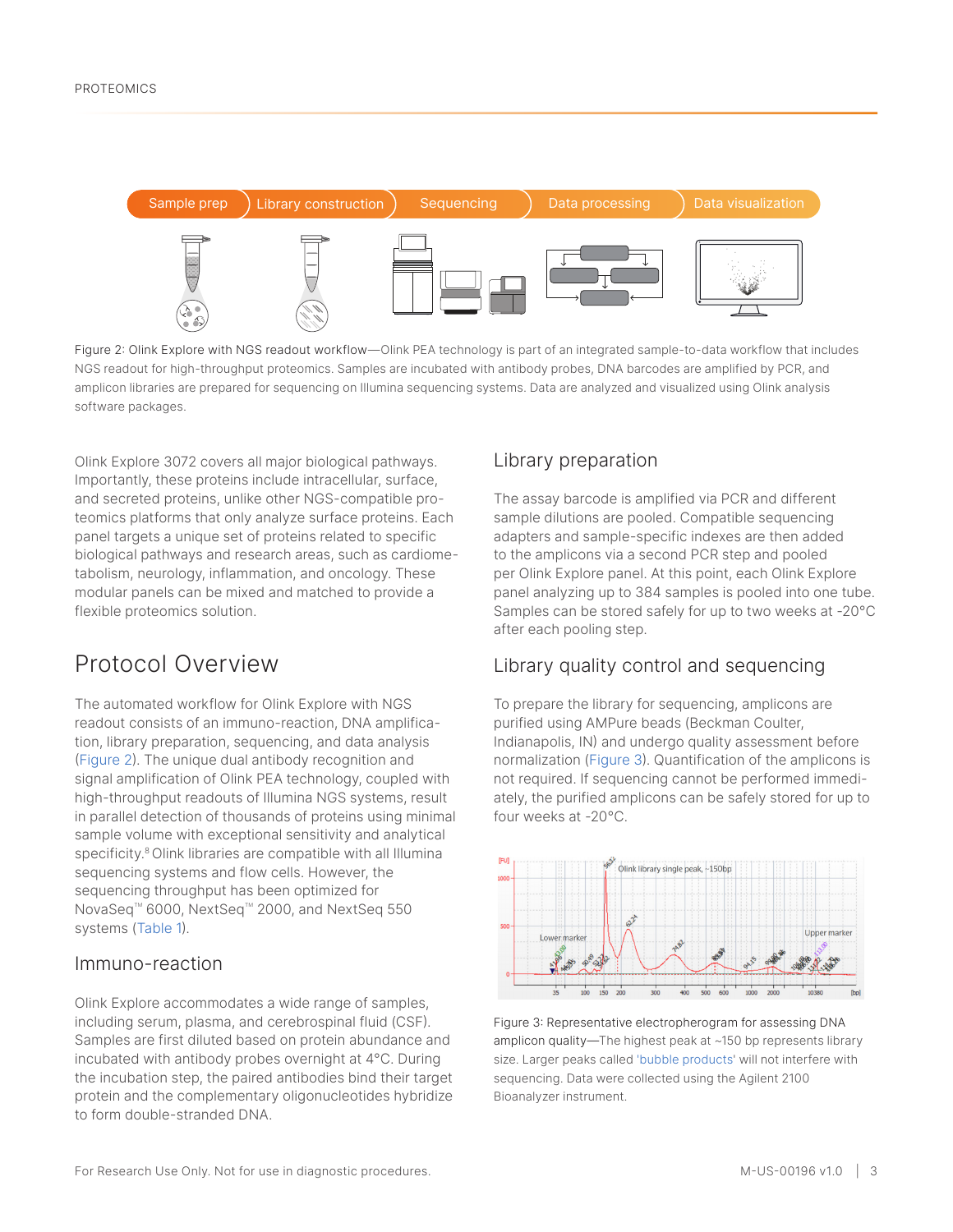Figure 2: Olink Explore with NGS readout workflow—Olink PEA technology is part of an integrated sample-to-data workflow that includes NGS readout for high-throughput proteomics. Samples are incubated with antibody probes, DNA barcodes are amplified by PCR, and amplicon libraries are prepared for sequencing on Illumina sequencing systems. Data are analyzed and visualized using Olink analysis software packages.

Olink Explore 3072 covers all major biological pathways. Importantly, these proteins include intracellular, surface, and secreted proteins, unlike other NGS-compatible proteomics platforms that only analyze surface proteins. Each panel targets a unique set of proteins related to specific biological pathways and research areas, such as cardiometabolism, neurology, inflammation, and oncology. These modular panels can be mixed and matched to provide a flexible proteomics solution.

# Protocol Overview

The automated workflow for Olink Explore with NGS readout consists of an immuno-reaction, DNA amplification, library preparation, sequencing, and data analysis (Figure 2). The unique dual antibody recognition and signal amplification of Olink PEA technology, coupled with high-throughput readouts of Illumina NGS systems, result in parallel detection of thousands of proteins using minimal sample volume with exceptional sensitivity and analytical specificity.[8] Olink libraries are compatible with all Illumina sequencing systems and flow cells. However, the sequencing throughput has been optimized for NovaSeq™ 6000, NextSeq™ 2000, and NextSeq 550 systems (Table 1).

## Immuno-reaction

Olink Explore accommodates a wide range of samples, including serum, plasma, and cerebrospinal fluid (CSF). Samples are first diluted based on protein abundance and incubated with antibody probes overnight at 4°C. During the incubation step, the paired antibodies bind their target protein and the complementary oligonucleotides hybridize to form double-stranded DNA.

## Library preparation

The assay barcode is amplified via PCR and different sample dilutions are pooled. Compatible sequencing adapters and sample-specific indexes are then added to the amplicons via a second PCR step and pooled per Olink Explore panel. At this point, each Olink Explore panel analyzing up to 384 samples is pooled into one tube. Samples can be stored safely for up to two weeks at -20°C after each pooling step.

## Library quality control and sequencing

To prepare the library for sequencing, amplicons are purified using AMPure beads (Beckman Coulter, Indianapolis, IN) and undergo quality assessment before normalization (Figure 3). Quantification of the amplicons is not required. If sequencing cannot be performed immediately, the purified amplicons can be safely stored for up to four weeks at -20°C.

Figure 3: Representative electropherogram for assessing DNA amplicon quality—The highest peak at ~150 bp represents library size. Larger peaks called 'bubble products' will not interfere with sequencing. Data were collected using the Agilent 2100 Bioanalyzer instrument.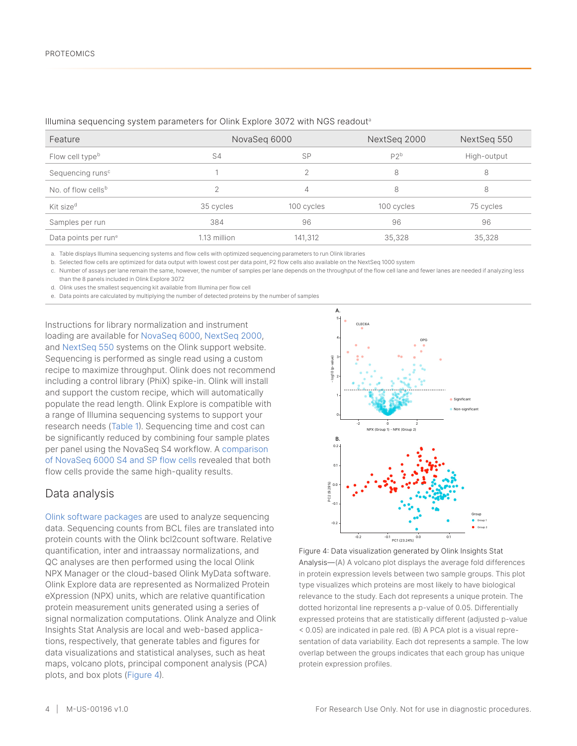Illumina sequencing system parameters for Olink Explore 3072 with NGS readout[a]

| Feature | NovaSeq 6000 | | NextSeq 2000 | NextSeq 550 |
|---|---|---|---|---|
| Flow cell type[b] | S4 | SP | P2[b] | High-output |
| Sequencing runs[c] | 1 | 2 | 8 | 8 |
| No. of flow cells[b] | 2 | 4 | 8 | 8 |
| Kit size[d] | 35 cycles | 100 cycles | 100 cycles | 75 cycles |
| Samples per run | 384 | 96 | 96 | 96 |
| Data points per run[e] | 1.13 million | 141,312 | 35,328 | 35,328 |

a. Table displays Illumina sequencing systems and flow cells with optimized sequencing parameters to run Olink libraries
b. Selected flow cells are optimized for data output with lowest cost per data point, P2 flow cells also available on the NextSeq 1000 system
c. Number of assays per lane remain the same, however, the number of samples per lane depends on the throughput of the flow cell lane and fewer lanes are needed if analyzing less than the 8 panels included in Olink Explore 3072
d. Olink uses the smallest sequencing kit available from Illumina per flow cell
e. Data points are calculated by multiplying the number of detected proteins by the number of samples

Instructions for library normalization and instrument loading are available for NovaSeq 6000, NextSeq 2000, and NextSeq 550 systems on the Olink support website. Sequencing is performed as single read using a custom recipe to maximize throughput. Olink does not recommend including a control library (PhiX) spike-in. Olink will install and support the custom recipe, which will automatically populate the read length. Olink Explore is compatible with a range of Illumina sequencing systems to support your research needs (Table 1). Sequencing time and cost can be significantly reduced by combining four sample plates per panel using the NovaSeq S4 workflow. A comparison of NovaSeq 6000 S4 and SP flow cells revealed that both flow cells provide the same high-quality results.

## Data analysis

Olink software packages are used to analyze sequencing data. Sequencing counts from BCL files are translated into protein counts with the Olink bcl2count software. Relative quantification, inter and intraassay normalizations, and QC analyses are then performed using the local Olink NPX Manager or the cloud-based Olink MyData software. Olink Explore data are represented as Normalized Protein eXpression (NPX) units, which are relative quantification protein measurement units generated using a series of signal normalization computations. Olink Analyze and Olink Insights Stat Analysis are local and web-based applications, respectively, that generate tables and figures for data visualizations and statistical analyses, such as heat maps, volcano plots, principal component analysis (PCA) plots, and box plots (Figure 4).

Figure 4: Data visualization generated by Olink Insights Stat Analysis—(A) A volcano plot displays the average fold differences in protein expression levels between two sample groups. This plot type visualizes which proteins are most likely to have biological relevance to the study. Each dot represents a unique protein. The dotted horizontal line represents a p-value of 0.05. Differentially expressed proteins that are statistically different (adjusted p-value < 0.05) are indicated in pale red. (B) A PCA plot is a visual representation of data variability. Each dot represents a sample. The low overlap between the groups indicates that each group has unique protein expression profiles.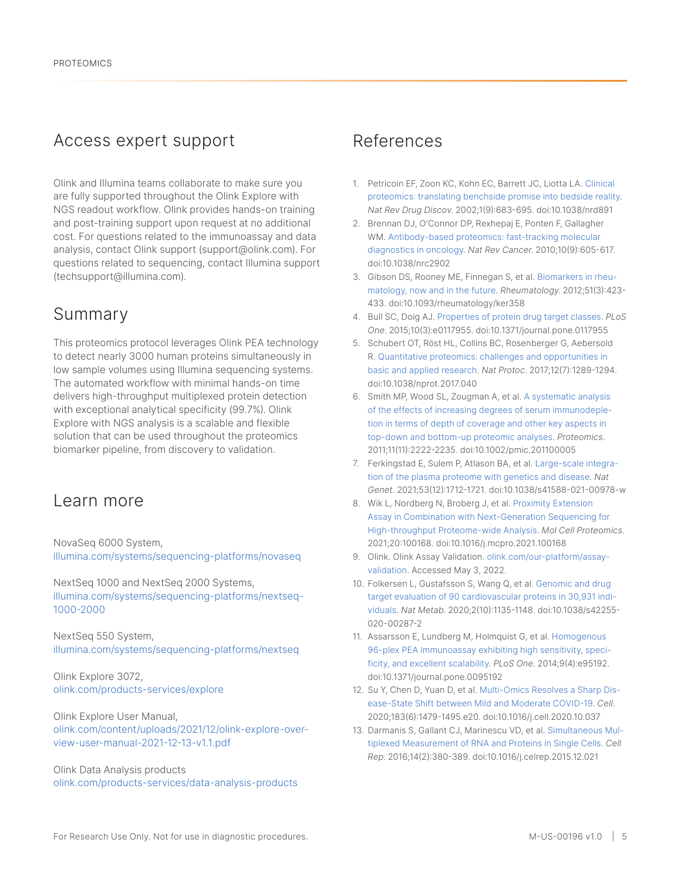## Access expert support

Olink and Illumina teams collaborate to make sure you are fully supported throughout the Olink Explore with NGS readout workflow. Olink provides hands-on training and post-training support upon request at no additional cost. For questions related to the immunoassay and data analysis, contact Olink support (support@olink.com). For questions related to sequencing, contact Illumina support (techsupport@illumina.com).

## Summary

This proteomics protocol leverages Olink PEA technology to detect nearly 3000 human proteins simultaneously in low sample volumes using Illumina sequencing systems. The automated workflow with minimal hands-on time delivers high-throughput multiplexed protein detection with exceptional analytical specificity (99.7%). Olink Explore with NGS analysis is a scalable and flexible solution that can be used throughout the proteomics biomarker pipeline, from discovery to validation.

## Learn more

NovaSeq 6000 System,
illumina.com/systems/sequencing-platforms/novaseq

NextSeq 1000 and NextSeq 2000 Systems,
illumina.com/systems/sequencing-platforms/nextseq-1000-2000

NextSeq 550 System,
illumina.com/systems/sequencing-platforms/nextseq

Olink Explore 3072,
olink.com/products-services/explore

Olink Explore User Manual,
olink.com/content/uploads/2021/12/olink-explore-overview-user-manual-2021-12-13-v1.1.pdf

Olink Data Analysis products
olink.com/products-services/data-analysis-products

## References

1. Petricoin EF, Zoon KC, Kohn EC, Barrett JC, Liotta LA. Clinical proteomics: translating benchside promise into bedside reality. *Nat Rev Drug Discov.* 2002;1(9):683-695. doi:10.1038/nrd891
2. Brennan DJ, O'Connor DP, Rexhepaj E, Ponten F, Gallagher WM. Antibody-based proteomics: fast-tracking molecular diagnostics in oncology. *Nat Rev Cancer.* 2010;10(9):605-617. doi:10.1038/nrc2902
3. Gibson DS, Rooney ME, Finnegan S, et al. Biomarkers in rheumatology, now and in the future. *Rheumatology.* 2012;51(3):423-433. doi:10.1093/rheumatology/ker358
4. Bull SC, Doig AJ. Properties of protein drug target classes. *PLoS One.* 2015;10(3):e0117955. doi:10.1371/journal.pone.0117955
5. Schubert OT, Röst HL, Collins BC, Rosenberger G, Aebersold R. Quantitative proteomics: challenges and opportunities in basic and applied research. *Nat Protoc.* 2017;12(7):1289-1294. doi:10.1038/nprot.2017.040
6. Smith MP, Wood SL, Zougman A, et al. A systematic analysis of the effects of increasing degrees of serum immunodepletion in terms of depth of coverage and other key aspects in top-down and bottom-up proteomic analyses. *Proteomics.* 2011;11(11):2222-2235. doi:10.1002/pmic.201100005
7. Ferkingstad E, Sulem P, Atlason BA, et al. Large-scale integration of the plasma proteome with genetics and disease. *Nat Genet.* 2021;53(12):1712-1721. doi:10.1038/s41588-021-00978-w
8. Wik L, Nordberg N, Broberg J, et al. Proximity Extension Assay in Combination with Next-Generation Sequencing for High-throughput Proteome-wide Analysis. *Mol Cell Proteomics.* 2021;20:100168. doi:10.1016/j.mcpro.2021.100168
9. Olink. Olink Assay Validation. olink.com/our-platform/assay-validation. Accessed May 3, 2022.
10. Folkersen L, Gustafsson S, Wang Q, et al. Genomic and drug target evaluation of 90 cardiovascular proteins in 30,931 individuals. *Nat Metab.* 2020;2(10):1135-1148. doi:10.1038/s42255-020-00287-2
11. Assarsson E, Lundberg M, Holmquist G, et al. Homogenous 96-plex PEA immunoassay exhibiting high sensitivity, specificity, and excellent scalability. *PLoS One.* 2014;9(4):e95192. doi:10.1371/journal.pone.0095192
12. Su Y, Chen D, Yuan D, et al. Multi-Omics Resolves a Sharp Disease-State Shift between Mild and Moderate COVID-19. *Cell.* 2020;183(6):1479-1495.e20. doi:10.1016/j.cell.2020.10.037
13. Darmanis S, Gallant CJ, Marinescu VD, et al. Simultaneous Multiplexed Measurement of RNA and Proteins in Single Cells. *Cell Rep.* 2016;14(2):380-389. doi:10.1016/j.celrep.2015.12.021

For Research Use Only. Not for use in diagnostic procedures.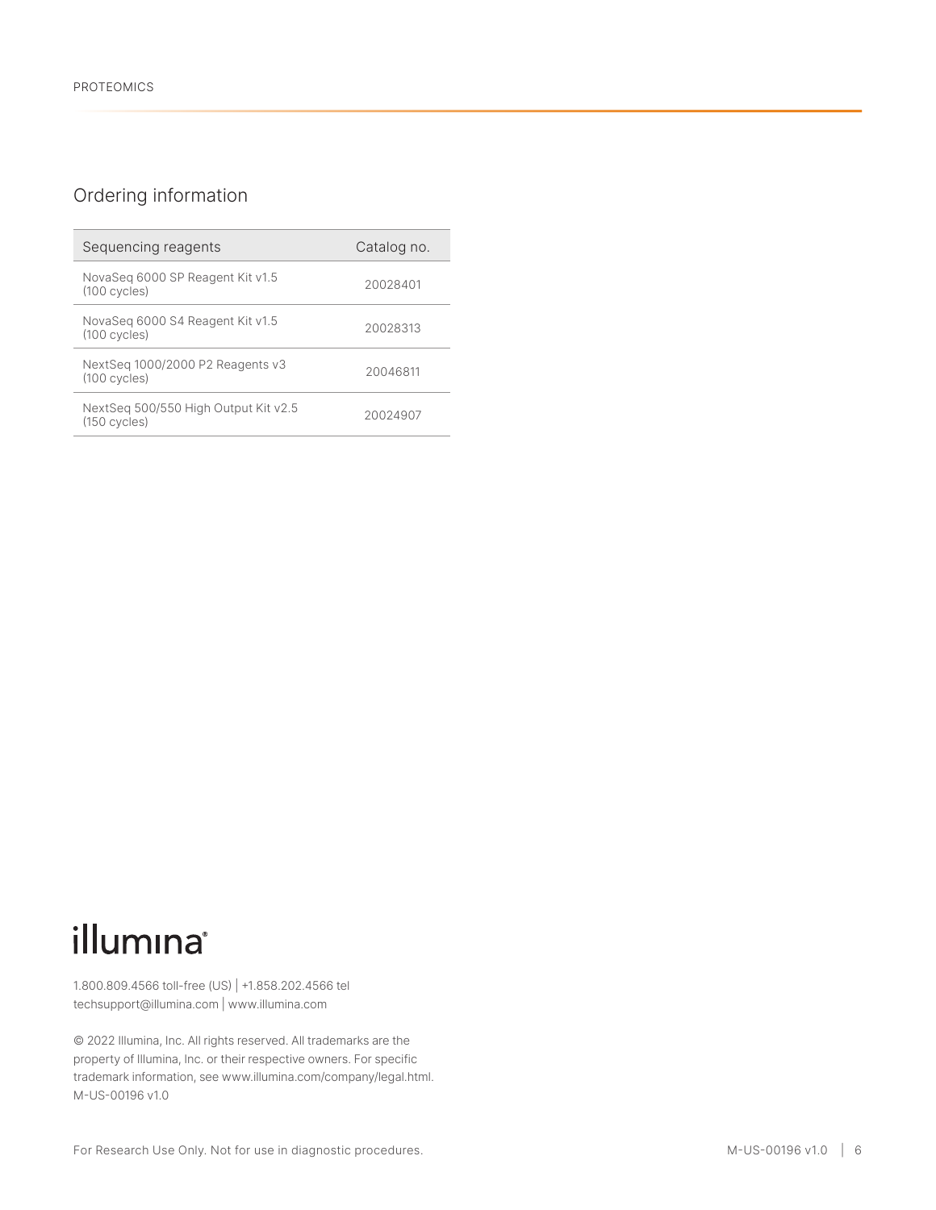## Ordering information

| Sequencing reagents | Catalog no. |
|---|---|
| NovaSeq 6000 SP Reagent Kit v1.5 (100 cycles) | 20028401 |
| NovaSeq 6000 S4 Reagent Kit v1.5 (100 cycles) | 20028313 |
| NextSeq 1000/2000 P2 Reagents v3 (100 cycles) | 20046811 |
| NextSeq 500/550 High Output Kit v2.5 (150 cycles) | 20024907 |

illumina®

1.800.809.4566 toll-free (US) | +1.858.202.4566 tel
techsupport@illumina.com | www.illumina.com

© 2022 Illumina, Inc. All rights reserved. All trademarks are the property of Illumina, Inc. or their respective owners. For specific trademark information, see www.illumina.com/company/legal.html.
M-US-00196 v1.0

For Research Use Only. Not for use in diagnostic procedures.